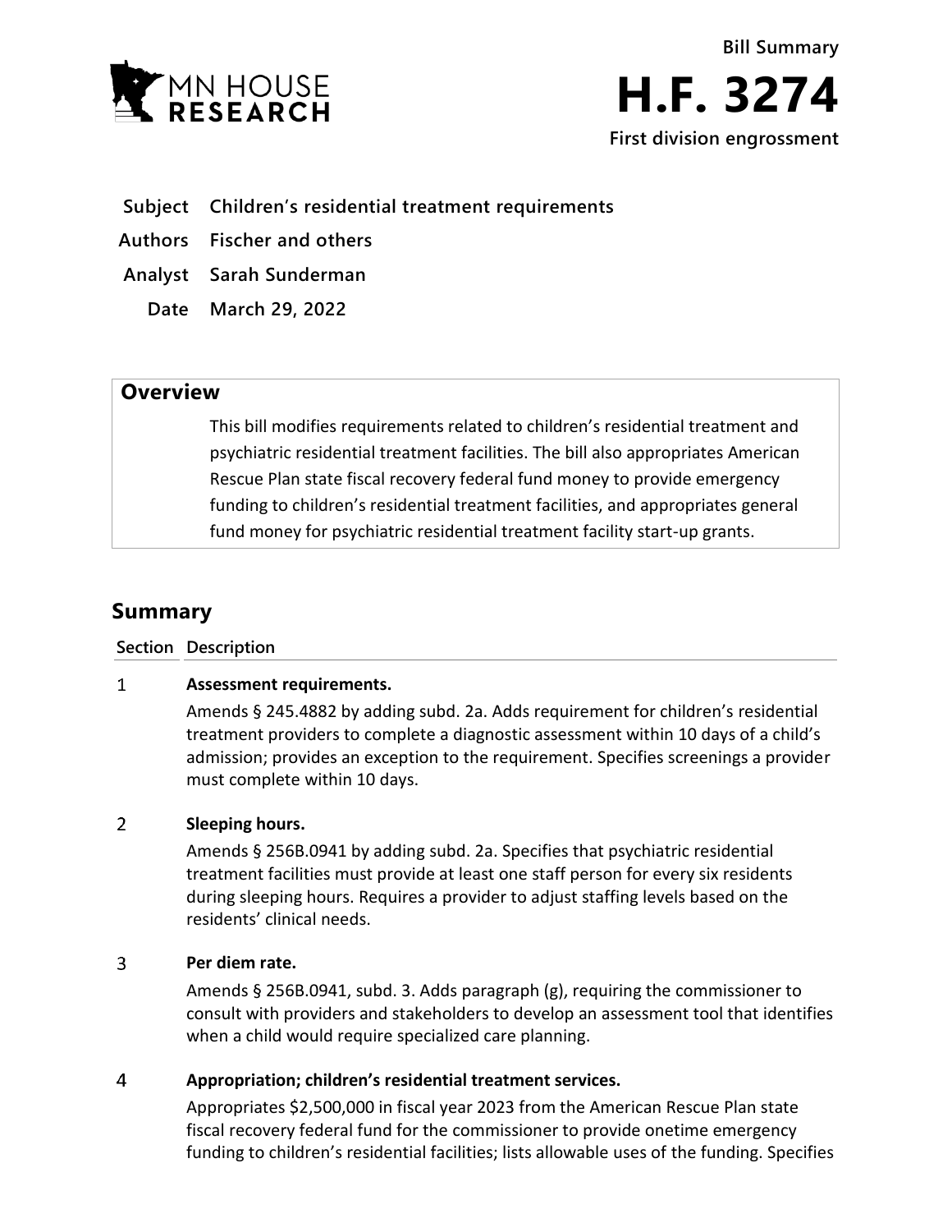Bill Summary

# H.F. 3274

**First division engrossment**

| | |
|---|---|
| **Subject** | **Children's residential treatment requirements** |
| **Authors** | **Fischer and others** |
| **Analyst** | **Sarah Sunderman** |
| **Date** | **March 29, 2022** |

## Overview

This bill modifies requirements related to children's residential treatment and psychiatric residential treatment facilities. The bill also appropriates American Rescue Plan state fiscal recovery federal fund money to provide emergency funding to children's residential treatment facilities, and appropriates general fund money for psychiatric residential treatment facility start-up grants.

## Summary

| Section | Description |
|---|---|
| 1 | **Assessment requirements.**<br>Amends § 245.4882 by adding subd. 2a. Adds requirement for children's residential treatment providers to complete a diagnostic assessment within 10 days of a child's admission; provides an exception to the requirement. Specifies screenings a provider must complete within 10 days. |
| 2 | **Sleeping hours.**<br>Amends § 256B.0941 by adding subd. 2a. Specifies that psychiatric residential treatment facilities must provide at least one staff person for every six residents during sleeping hours. Requires a provider to adjust staffing levels based on the residents' clinical needs. |
| 3 | **Per diem rate.**<br>Amends § 256B.0941, subd. 3. Adds paragraph (g), requiring the commissioner to consult with providers and stakeholders to develop an assessment tool that identifies when a child would require specialized care planning. |
| 4 | **Appropriation; children's residential treatment services.**<br>Appropriates $2,500,000 in fiscal year 2023 from the American Rescue Plan state fiscal recovery federal fund for the commissioner to provide onetime emergency funding to children's residential facilities; lists allowable uses of the funding. Specifies |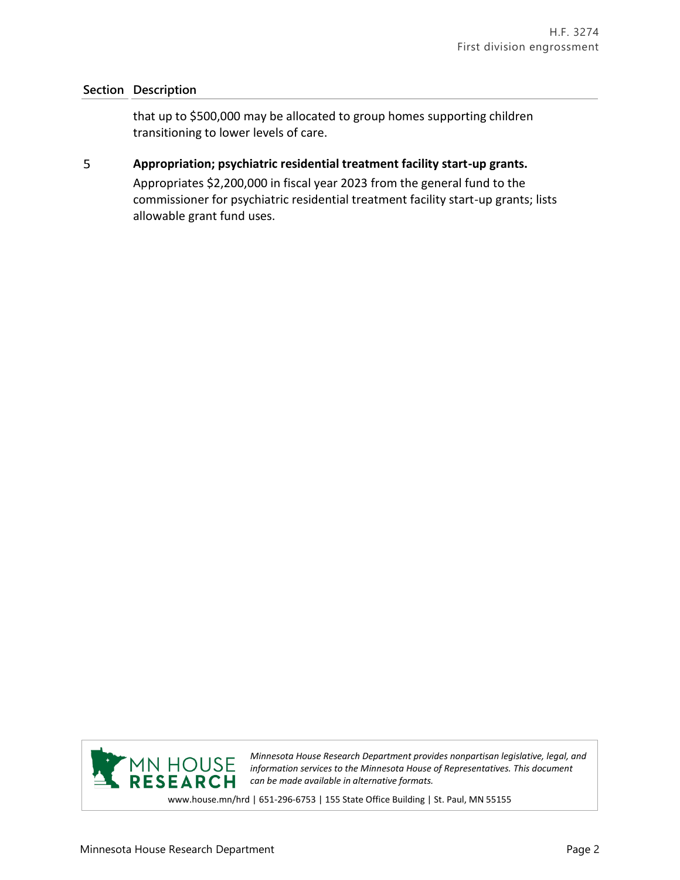| Section | Description |
|---|---|
| | that up to $500,000 may be allocated to group homes supporting children transitioning to lower levels of care. |
| 5 | **Appropriation; psychiatric residential treatment facility start-up grants.** Appropriates $2,200,000 in fiscal year 2023 from the general fund to the commissioner for psychiatric residential treatment facility start-up grants; lists allowable grant fund uses. |

MN HOUSE RESEARCH

*Minnesota House Research Department provides nonpartisan legislative, legal, and information services to the Minnesota House of Representatives. This document can be made available in alternative formats.*

www.house.mn/hrd | 651-296-6753 | 155 State Office Building | St. Paul, MN 55155